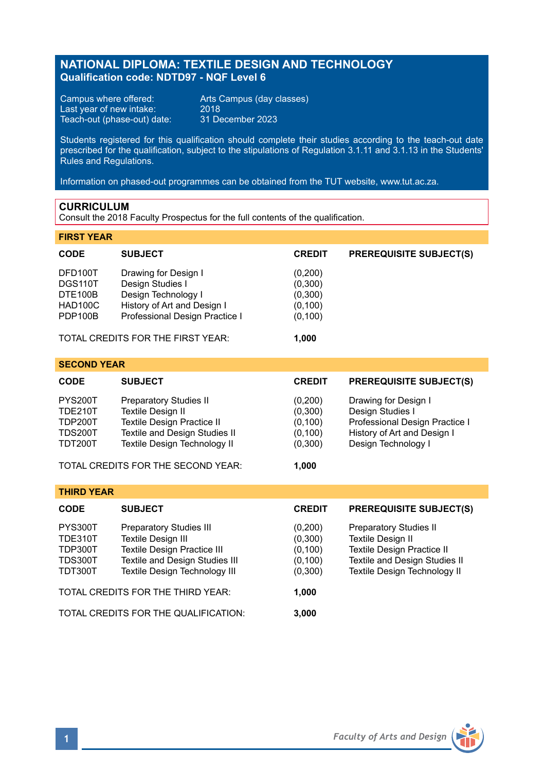# NATIONAL DIPLOMA: TEXTILE DESIGN AND TECHNOLOGY

**Qualification code: NDTD97 - NQF Level 6**

Campus where offered: Arts Campus (day classes)
Last year of new intake: 2018
Teach-out (phase-out) date: 31 December 2023

Students registered for this qualification should complete their studies according to the teach-out date prescribed for the qualification, subject to the stipulations of Regulation 3.1.11 and 3.1.13 in the Students' Rules and Regulations.

Information on phased-out programmes can be obtained from the TUT website, www.tut.ac.za.

## CURRICULUM

Consult the 2018 Faculty Prospectus for the full contents of the qualification.

### FIRST YEAR

| CODE | SUBJECT | CREDIT | PREREQUISITE SUBJECT(S) |
|---|---|---|---|
| DFD100T | Drawing for Design I | (0,200) | |
| DGS110T | Design Studies I | (0,300) | |
| DTE100B | Design Technology I | (0,300) | |
| HAD100C | History of Art and Design I | (0,100) | |
| PDP100B | Professional Design Practice I | (0,100) | |
| | TOTAL CREDITS FOR THE FIRST YEAR: | **1,000** | |

### SECOND YEAR

| CODE | SUBJECT | CREDIT | PREREQUISITE SUBJECT(S) |
|---|---|---|---|
| PYS200T | Preparatory Studies II | (0,200) | Drawing for Design I |
| TDE210T | Textile Design II | (0,300) | Design Studies I |
| TDP200T | Textile Design Practice II | (0,100) | Professional Design Practice I |
| TDS200T | Textile and Design Studies II | (0,100) | History of Art and Design I |
| TDT200T | Textile Design Technology II | (0,300) | Design Technology I |
| | TOTAL CREDITS FOR THE SECOND YEAR: | **1,000** | |

### THIRD YEAR

| CODE | SUBJECT | CREDIT | PREREQUISITE SUBJECT(S) |
|---|---|---|---|
| PYS300T | Preparatory Studies III | (0,200) | Preparatory Studies II |
| TDE310T | Textile Design III | (0,300) | Textile Design II |
| TDP300T | Textile Design Practice III | (0,100) | Textile Design Practice II |
| TDS300T | Textile and Design Studies III | (0,100) | Textile and Design Studies II |
| TDT300T | Textile Design Technology III | (0,300) | Textile Design Technology II |
| | TOTAL CREDITS FOR THE THIRD YEAR: | **1,000** | |
| | TOTAL CREDITS FOR THE QUALIFICATION: | **3,000** | |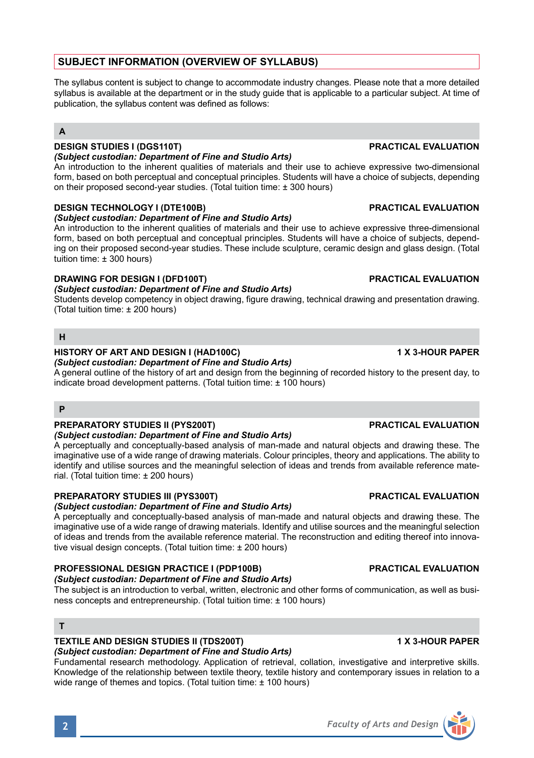## SUBJECT INFORMATION (OVERVIEW OF SYLLABUS)

The syllabus content is subject to change to accommodate industry changes. Please note that a more detailed syllabus is available at the department or in the study guide that is applicable to a particular subject. At time of publication, the syllabus content was defined as follows:

### A

**DESIGN STUDIES I (DGS110T) — PRACTICAL EVALUATION**
*(Subject custodian: Department of Fine and Studio Arts)*
An introduction to the inherent qualities of materials and their use to achieve expressive two-dimensional form, based on both perceptual and conceptual principles. Students will have a choice of subjects, depending on their proposed second-year studies. (Total tuition time: ± 300 hours)

**DESIGN TECHNOLOGY I (DTE100B) — PRACTICAL EVALUATION**
*(Subject custodian: Department of Fine and Studio Arts)*
An introduction to the inherent qualities of materials and their use to achieve expressive three-dimensional form, based on both perceptual and conceptual principles. Students will have a choice of subjects, depending on their proposed second-year studies. These include sculpture, ceramic design and glass design. (Total tuition time: ± 300 hours)

**DRAWING FOR DESIGN I (DFD100T) — PRACTICAL EVALUATION**
*(Subject custodian: Department of Fine and Studio Arts)*
Students develop competency in object drawing, figure drawing, technical drawing and presentation drawing. (Total tuition time: ± 200 hours)

### H

**HISTORY OF ART AND DESIGN I (HAD100C) — 1 X 3-HOUR PAPER**
*(Subject custodian: Department of Fine and Studio Arts)*
A general outline of the history of art and design from the beginning of recorded history to the present day, to indicate broad development patterns. (Total tuition time: ± 100 hours)

### P

**PREPARATORY STUDIES II (PYS200T) — PRACTICAL EVALUATION**
*(Subject custodian: Department of Fine and Studio Arts)*
A perceptually and conceptually-based analysis of man-made and natural objects and drawing these. The imaginative use of a wide range of drawing materials. Colour principles, theory and applications. The ability to identify and utilise sources and the meaningful selection of ideas and trends from available reference material. (Total tuition time: ± 200 hours)

**PREPARATORY STUDIES III (PYS300T) — PRACTICAL EVALUATION**
*(Subject custodian: Department of Fine and Studio Arts)*
A perceptually and conceptually-based analysis of man-made and natural objects and drawing these. The imaginative use of a wide range of drawing materials. Identify and utilise sources and the meaningful selection of ideas and trends from the available reference material. The reconstruction and editing thereof into innovative visual design concepts. (Total tuition time: ± 200 hours)

**PROFESSIONAL DESIGN PRACTICE I (PDP100B) — PRACTICAL EVALUATION**
*(Subject custodian: Department of Fine and Studio Arts)*
The subject is an introduction to verbal, written, electronic and other forms of communication, as well as business concepts and entrepreneurship. (Total tuition time: ± 100 hours)

### T

**TEXTILE AND DESIGN STUDIES II (TDS200T) — 1 X 3-HOUR PAPER**
*(Subject custodian: Department of Fine and Studio Arts)*
Fundamental research methodology. Application of retrieval, collation, investigative and interpretive skills. Knowledge of the relationship between textile theory, textile history and contemporary issues in relation to a wide range of themes and topics. (Total tuition time: ± 100 hours)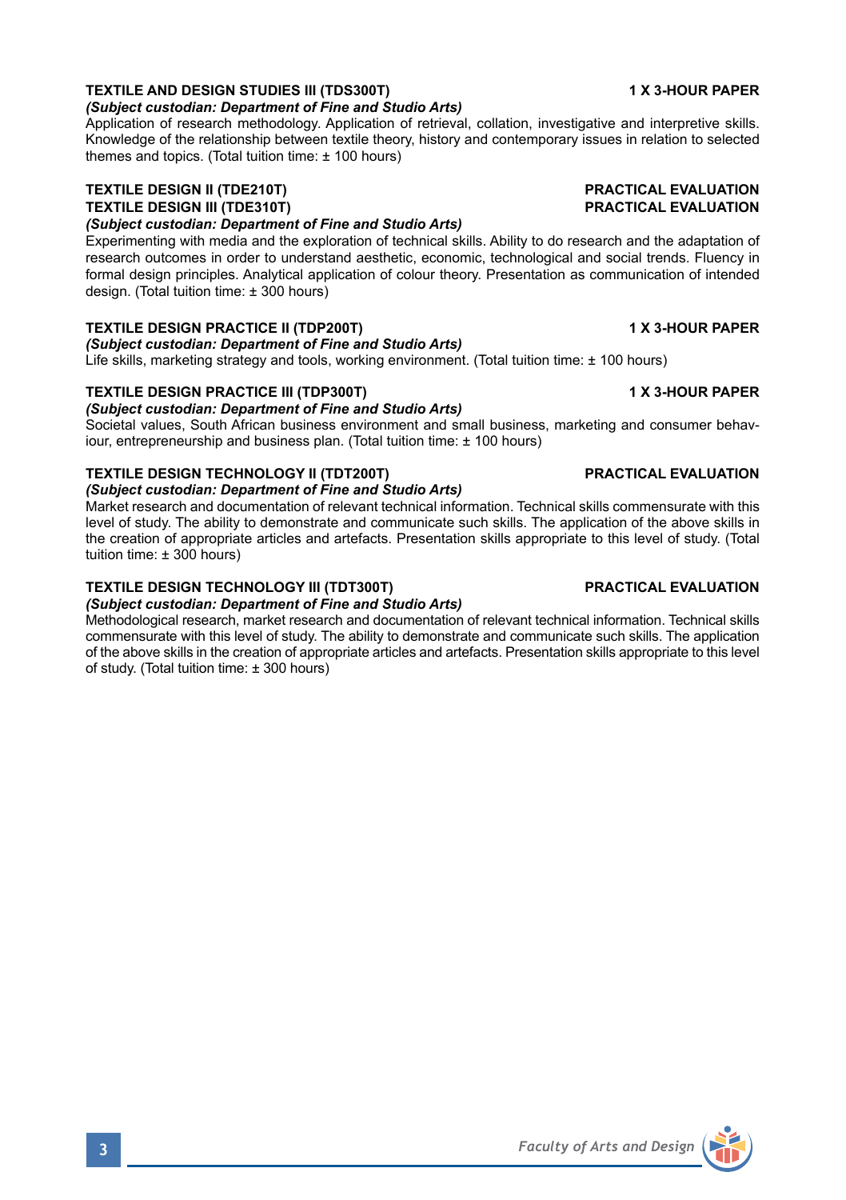**TEXTILE AND DESIGN STUDIES III (TDS300T)** **1 X 3-HOUR PAPER**

***(Subject custodian: Department of Fine and Studio Arts)***

Application of research methodology. Application of retrieval, collation, investigative and interpretive skills. Knowledge of the relationship between textile theory, history and contemporary issues in relation to selected themes and topics. (Total tuition time: ± 100 hours)

**TEXTILE DESIGN II (TDE210T)** **PRACTICAL EVALUATION**
**TEXTILE DESIGN III (TDE310T)** **PRACTICAL EVALUATION**

***(Subject custodian: Department of Fine and Studio Arts)***

Experimenting with media and the exploration of technical skills. Ability to do research and the adaptation of research outcomes in order to understand aesthetic, economic, technological and social trends. Fluency in formal design principles. Analytical application of colour theory. Presentation as communication of intended design. (Total tuition time: ± 300 hours)

**TEXTILE DESIGN PRACTICE II (TDP200T)** **1 X 3-HOUR PAPER**

***(Subject custodian: Department of Fine and Studio Arts)***

Life skills, marketing strategy and tools, working environment. (Total tuition time: ± 100 hours)

**TEXTILE DESIGN PRACTICE III (TDP300T)** **1 X 3-HOUR PAPER**

***(Subject custodian: Department of Fine and Studio Arts)***

Societal values, South African business environment and small business, marketing and consumer behaviour, entrepreneurship and business plan. (Total tuition time: ± 100 hours)

**TEXTILE DESIGN TECHNOLOGY II (TDT200T)** **PRACTICAL EVALUATION**

***(Subject custodian: Department of Fine and Studio Arts)***

Market research and documentation of relevant technical information. Technical skills commensurate with this level of study. The ability to demonstrate and communicate such skills. The application of the above skills in the creation of appropriate articles and artefacts. Presentation skills appropriate to this level of study. (Total tuition time: ± 300 hours)

**TEXTILE DESIGN TECHNOLOGY III (TDT300T)** **PRACTICAL EVALUATION**

***(Subject custodian: Department of Fine and Studio Arts)***

Methodological research, market research and documentation of relevant technical information. Technical skills commensurate with this level of study. The ability to demonstrate and communicate such skills. The application of the above skills in the creation of appropriate articles and artefacts. Presentation skills appropriate to this level of study. (Total tuition time: ± 300 hours)